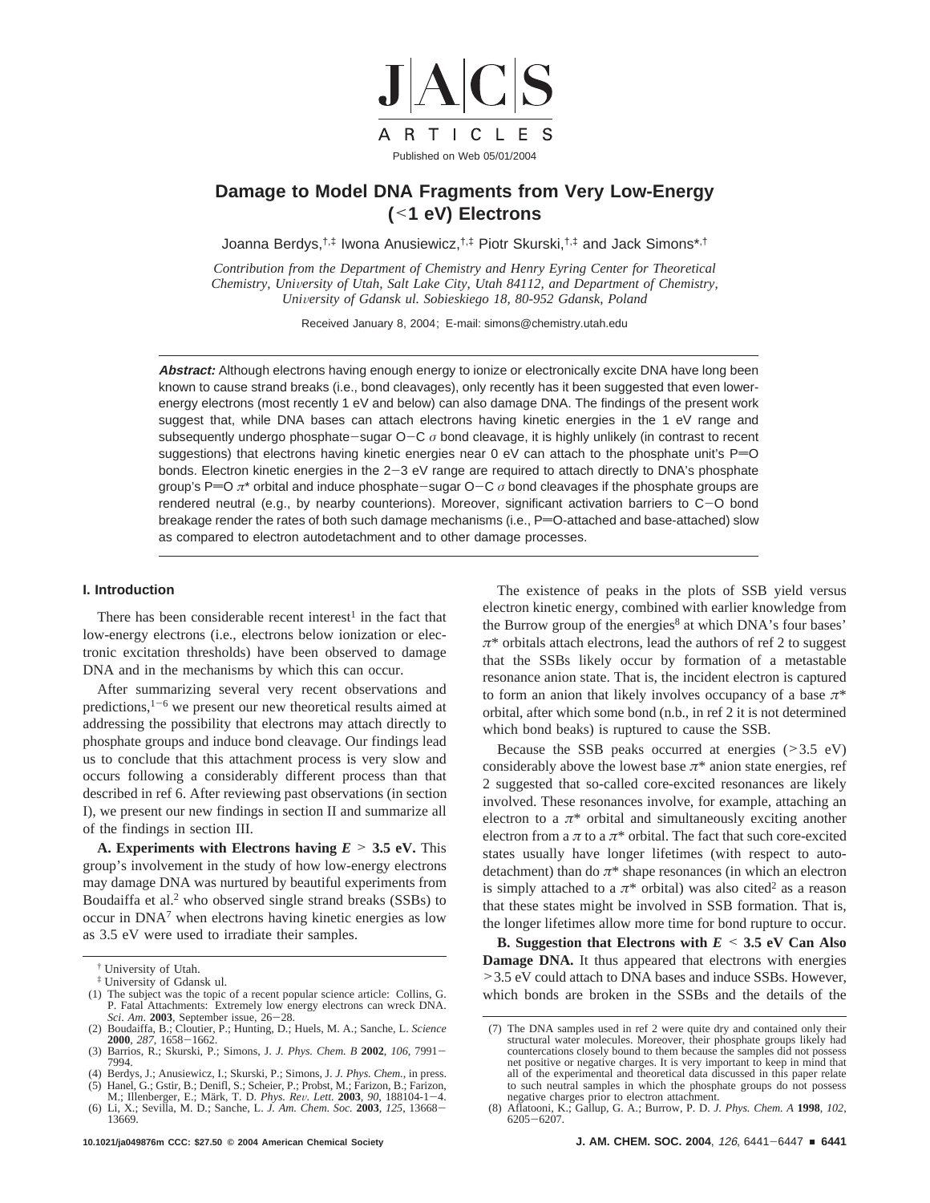JACS ARTICLES

Published on Web 05/01/2004

# Damage to Model DNA Fragments from Very Low-Energy (<1 eV) Electrons

Joanna Berdys,[†,‡] Iwona Anusiewicz,[†,‡] Piotr Skurski,[†,‡] and Jack Simons*[,†]

*Contribution from the Department of Chemistry and Henry Eyring Center for Theoretical Chemistry, University of Utah, Salt Lake City, Utah 84112, and Department of Chemistry, University of Gdansk ul. Sobieskiego 18, 80-952 Gdansk, Poland*

Received January 8, 2004; E-mail: simons@chemistry.utah.edu

**Abstract:** Although electrons having enough energy to ionize or electronically excite DNA have long been known to cause strand breaks (i.e., bond cleavages), only recently has it been suggested that even lower-energy electrons (most recently 1 eV and below) can also damage DNA. The findings of the present work suggest that, while DNA bases can attach electrons having kinetic energies in the 1 eV range and subsequently undergo phosphate−sugar O−C $\sigma$ bond cleavage, it is highly unlikely (in contrast to recent suggestions) that electrons having kinetic energies near 0 eV can attach to the phosphate unit's P=O bonds. Electron kinetic energies in the 2−3 eV range are required to attach directly to DNA's phosphate group's P=O $\pi$* orbital and induce phosphate−sugar O−C $\sigma$ bond cleavages if the phosphate groups are rendered neutral (e.g., by nearby counterions). Moreover, significant activation barriers to C−O bond breakage render the rates of both such damage mechanisms (i.e., P=O-attached and base-attached) slow as compared to electron autodetachment and to other damage processes.

## I. Introduction

There has been considerable recent interest[1] in the fact that low-energy electrons (i.e., electrons below ionization or electronic excitation thresholds) have been observed to damage DNA and in the mechanisms by which this can occur.

After summarizing several very recent observations and predictions,[1−6] we present our new theoretical results aimed at addressing the possibility that electrons may attach directly to phosphate groups and induce bond cleavage. Our findings lead us to conclude that this attachment process is very slow and occurs following a considerably different process than that described in ref 6. After reviewing past observations (in section I), we present our new findings in section II and summarize all of the findings in section III.

**A. Experiments with Electrons having $E$ > 3.5 eV.** This group's involvement in the study of how low-energy electrons may damage DNA was nurtured by beautiful experiments from Boudaiffa et al.[2] who observed single strand breaks (SSBs) to occur in DNA[7] when electrons having kinetic energies as low as 3.5 eV were used to irradiate their samples.

The existence of peaks in the plots of SSB yield versus electron kinetic energy, combined with earlier knowledge from the Burrow group of the energies[8] at which DNA's four bases' $\pi$* orbitals attach electrons, lead the authors of ref 2 to suggest that the SSBs likely occur by formation of a metastable resonance anion state. That is, the incident electron is captured to form an anion that likely involves occupancy of a base $\pi$* orbital, after which some bond (n.b., in ref 2 it is not determined which bond beaks) is ruptured to cause the SSB.

Because the SSB peaks occurred at energies (>3.5 eV) considerably above the lowest base $\pi$* anion state energies, ref 2 suggested that so-called core-excited resonances are likely involved. These resonances involve, for example, attaching an electron to a $\pi$* orbital and simultaneously exciting another electron from a $\pi$ to a $\pi$* orbital. The fact that such core-excited states usually have longer lifetimes (with respect to autodetachment) than do $\pi$* shape resonances (in which an electron is simply attached to a $\pi$* orbital) was also cited[2] as a reason that these states might be involved in SSB formation. That is, the longer lifetimes allow more time for bond rupture to occur.

**B. Suggestion that Electrons with $E$ < 3.5 eV Can Also Damage DNA.** It thus appeared that electrons with energies >3.5 eV could attach to DNA bases and induce SSBs. However, which bonds are broken in the SSBs and the details of the

† University of Utah.

‡ University of Gdansk ul.

(1) The subject was the topic of a recent popular science article: Collins, G. P. Fatal Attachments: Extremely low energy electrons can wreck DNA. *Sci. Am.* **2003**, September issue, 26−28.
(2) Boudaiffa, B.; Cloutier, P.; Hunting, D.; Huels, M. A.; Sanche, L. *Science* **2000**, *287*, 1658−1662.
(3) Barrios, R.; Skurski, P.; Simons, J. *J. Phys. Chem. B* **2002**, *106*, 7991−7994.
(4) Berdys, J.; Anusiewicz, I.; Skurski, P.; Simons, J. *J. Phys. Chem.*, in press.
(5) Hanel, G.; Gstir, B.; Denifl, S.; Scheier, P.; Probst, M.; Farizon, B.; Farizon, M.; Illenberger, E.; Märk, T. D. *Phys. Rev. Lett.* **2003**, *90*, 188104-1−4.
(6) Li, X.; Sevilla, M. D.; Sanche, L. *J. Am. Chem. Soc.* **2003**, *125*, 13668−13669.
(7) The DNA samples used in ref 2 were quite dry and contained only their structural water molecules. Moreover, their phosphate groups likely had countercations closely bound to them because the samples did not possess net positive or negative charges. It is very important to keep in mind that all of the experimental and theoretical data discussed in this paper relate to such neutral samples in which the phosphate groups do not possess negative charges prior to electron attachment.
(8) Aflatooni, K.; Gallup, G. A.; Burrow, P. D. *J. Phys. Chem. A* **1998**, *102*, 6205−6207.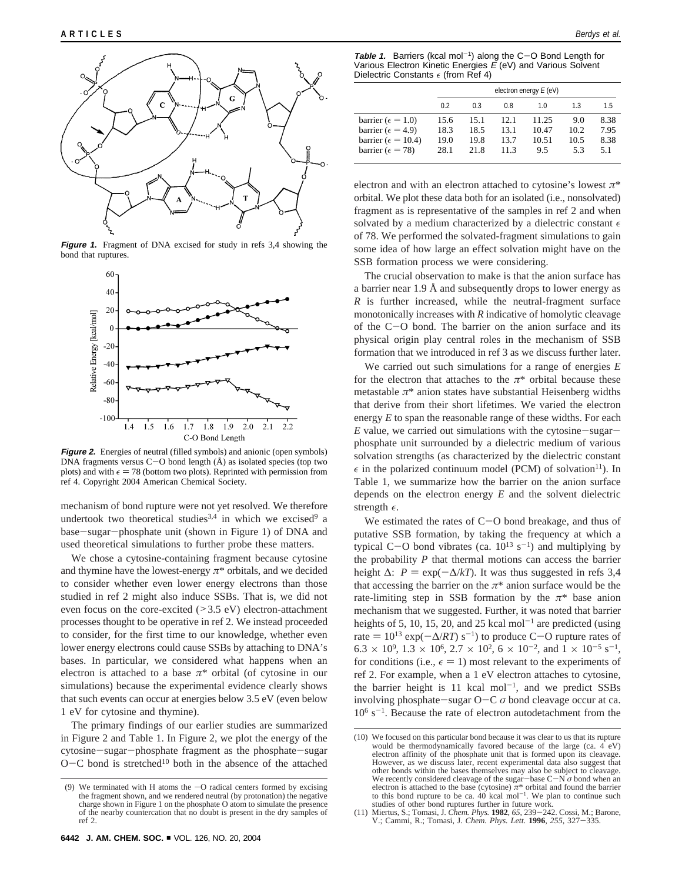**Figure 1.** Fragment of DNA excised for study in refs 3,4 showing the bond that ruptures.

**Figure 2.** Energies of neutral (filled symbols) and anionic (open symbols) DNA fragments versus C−O bond length (Å) as isolated species (top two plots) and with $\epsilon = 78$ (bottom two plots). Reprinted with permission from ref 4. Copyright 2004 American Chemical Society.

mechanism of bond rupture were not yet resolved. We therefore undertook two theoretical studies[3,4] in which we excised[9] a base−sugar−phosphate unit (shown in Figure 1) of DNA and used theoretical simulations to further probe these matters.

We chose a cytosine-containing fragment because cytosine and thymine have the lowest-energy $\pi^*$ orbitals, and we decided to consider whether even lower energy electrons than those studied in ref 2 might also induce SSBs. That is, we did not even focus on the core-excited (>3.5 eV) electron-attachment processes thought to be operative in ref 2. We instead proceeded to consider, for the first time to our knowledge, whether even lower energy electrons could cause SSBs by attaching to DNA's bases. In particular, we considered what happens when an electron is attached to a base $\pi^*$ orbital (of cytosine in our simulations) because the experimental evidence clearly shows that such events can occur at energies below 3.5 eV (even below 1 eV for cytosine and thymine).

The primary findings of our earlier studies are summarized in Figure 2 and Table 1. In Figure 2, we plot the energy of the cytosine−sugar−phosphate fragment as the phosphate−sugar O−C bond is stretched[10] both in the absence of the attached electron and with an electron attached to cytosine's lowest $\pi^*$ orbital. We plot these data both for an isolated (i.e., nonsolvated) fragment as is representative of the samples in ref 2 and when solvated by a medium characterized by a dielectric constant $\epsilon$ of 78. We performed the solvated-fragment simulations to gain some idea of how large an effect solvation might have on the SSB formation process we were considering.

**Table 1.** Barriers (kcal mol$^{-1}$) along the C−O Bond Length for Various Electron Kinetic Energies $E$ (eV) and Various Solvent Dielectric Constants $\epsilon$ (from Ref 4)

| | electron energy $E$ (eV) | | | | | |
|---|---|---|---|---|---|---|
| | 0.2 | 0.3 | 0.8 | 1.0 | 1.3 | 1.5 |
| barrier ($\epsilon = 1.0$) | 15.6 | 15.1 | 12.1 | 11.25 | 9.0 | 8.38 |
| barrier ($\epsilon = 4.9$) | 18.3 | 18.5 | 13.1 | 10.47 | 10.2 | 7.95 |
| barrier ($\epsilon = 10.4$) | 19.0 | 19.8 | 13.7 | 10.51 | 10.5 | 8.38 |
| barrier ($\epsilon = 78$) | 28.1 | 21.8 | 11.3 | 9.5 | 5.3 | 5.1 |

The crucial observation to make is that the anion surface has a barrier near 1.9 Å and subsequently drops to lower energy as $R$ is further increased, while the neutral-fragment surface monotonically increases with $R$ indicative of homolytic cleavage of the C−O bond. The barrier on the anion surface and its physical origin play central roles in the mechanism of SSB formation that we introduced in ref 3 as we discuss further later.

We carried out such simulations for a range of energies $E$ for the electron that attaches to the $\pi^*$ orbital because these metastable $\pi^*$ anion states have substantial Heisenberg widths that derive from their short lifetimes. We varied the electron energy $E$ to span the reasonable range of these widths. For each $E$ value, we carried out simulations with the cytosine−sugar−phosphate unit surrounded by a dielectric medium of various solvation strengths (as characterized by the dielectric constant $\epsilon$ in the polarized continuum model (PCM) of solvation[11]). In Table 1, we summarize how the barrier on the anion surface depends on the electron energy $E$ and the solvent dielectric strength $\epsilon$.

We estimated the rates of C−O bond breakage, and thus of putative SSB formation, by taking the frequency at which a typical C−O bond vibrates (ca. $10^{13}$ s$^{-1}$) and multiplying by the probability $P$ that thermal motions can access the barrier height $\Delta$: $P = \exp(-\Delta/kT)$. It was thus suggested in refs 3,4 that accessing the barrier on the $\pi^*$ anion surface would be the rate-limiting step in SSB formation by the $\pi^*$ base anion mechanism that we suggested. Further, it was noted that barrier heights of 5, 10, 15, 20, and 25 kcal mol$^{-1}$ are predicted (using rate = $10^{13} \exp(-\Delta/RT)$ s$^{-1}$) to produce C−O rupture rates of $6.3 \times 10^9$, $1.3 \times 10^6$, $2.7 \times 10^2$, $6 \times 10^{-2}$, and $1 \times 10^{-5}$ s$^{-1}$, for conditions (i.e., $\epsilon = 1$) most relevant to the experiments of ref 2. For example, when a 1 eV electron attaches to cytosine, the barrier height is 11 kcal mol$^{-1}$, and we predict SSBs involving phosphate−sugar O−C $\sigma$ bond cleavage occur at ca. $10^6$ s$^{-1}$. Because the rate of electron autodetachment from the

(9) We terminated with H atoms the −O radical centers formed by excising the fragment shown, and we rendered neutral (by protonation) the negative charge shown in Figure 1 on the phosphate O atom to simulate the presence of the nearby countercation that no doubt is present in the dry samples of ref 2.

(10) We focused on this particular bond because it was clear to us that its rupture would be thermodynamically favored because of the large (ca. 4 eV) electron affinity of the phosphate unit that is formed upon its cleavage. However, as we discuss later, recent experimental data also suggest that other bonds within the bases themselves may also be subject to cleavage. We recently considered cleavage of the sugar−base C−N $\sigma$ bond when an electron is attached to the base (cytosine) $\pi^*$ orbital and found the barrier to this bond rupture to be ca. 40 kcal mol$^{-1}$. We plan to continue such studies of other bond ruptures further in future work.

(11) Miertus, S.; Tomasi, J. *Chem. Phys.* **1982**, *65*, 239−242. Cossi, M.; Barone, V.; Cammi, R.; Tomasi, J. *Chem. Phys. Lett.* **1996**, *255*, 327−335.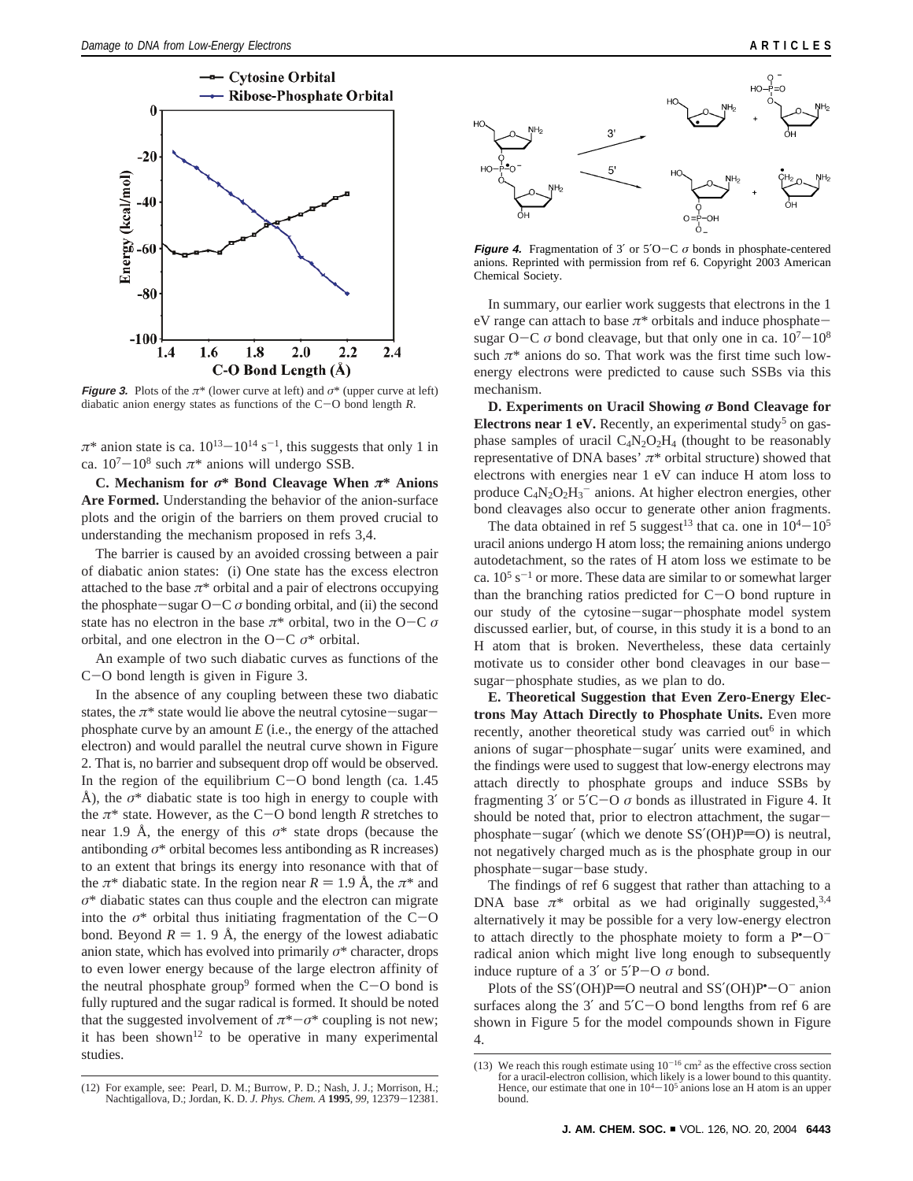**Figure 3.** Plots of the $\pi^*$ (lower curve at left) and $\sigma^*$ (upper curve at left) diabatic anion energy states as functions of the C−O bond length $R$.

$\pi^*$ anion state is ca. $10^{13}-10^{14}$ s$^{-1}$, this suggests that only 1 in ca. $10^7-10^8$ such $\pi^*$ anions will undergo SSB.

**C. Mechanism for $\sigma^*$ Bond Cleavage When $\pi^*$ Anions Are Formed.** Understanding the behavior of the anion-surface plots and the origin of the barriers on them proved crucial to understanding the mechanism proposed in refs 3,4.

The barrier is caused by an avoided crossing between a pair of diabatic anion states: (i) One state has the excess electron attached to the base $\pi^*$ orbital and a pair of electrons occupying the phosphate−sugar O−C $\sigma$ bonding orbital, and (ii) the second state has no electron in the base $\pi^*$ orbital, two in the O−C $\sigma$ orbital, and one electron in the O−C $\sigma^*$ orbital.

An example of two such diabatic curves as functions of the C−O bond length is given in Figure 3.

In the absence of any coupling between these two diabatic states, the $\pi^*$ state would lie above the neutral cytosine−sugar−phosphate curve by an amount $E$ (i.e., the energy of the attached electron) and would parallel the neutral curve shown in Figure 2. That is, no barrier and subsequent drop off would be observed. In the region of the equilibrium C−O bond length (ca. 1.45 Å), the $\sigma^*$ diabatic state is too high in energy to couple with the $\pi^*$ state. However, as the C−O bond length $R$ stretches to near 1.9 Å, the energy of this $\sigma^*$ state drops (because the antibonding $\sigma^*$ orbital becomes less antibonding as R increases) to an extent that brings its energy into resonance with that of the $\pi^*$ diabatic state. In the region near $R$ = 1.9 Å, the $\pi^*$ and $\sigma^*$ diabatic states can thus couple and the electron can migrate into the $\sigma^*$ orbital thus initiating fragmentation of the C−O bond. Beyond $R$ = 1. 9 Å, the energy of the lowest adiabatic anion state, which has evolved into primarily $\sigma^*$ character, drops to even lower energy because of the large electron affinity of the neutral phosphate group[9] formed when the C−O bond is fully ruptured and the sugar radical is formed. It should be noted that the suggested involvement of $\pi^*-\sigma^*$ coupling is not new; it has been shown[12] to be operative in many experimental studies.

(12) For example, see: Pearl, D. M.; Burrow, P. D.; Nash, J. J.; Morrison, H.; Nachtigallova, D.; Jordan, K. D. *J. Phys. Chem. A* **1995**, *99*, 12379−12381.

**Figure 4.** Fragmentation of 3′ or 5′O−C $\sigma$ bonds in phosphate-centered anions. Reprinted with permission from ref 6. Copyright 2003 American Chemical Society.

In summary, our earlier work suggests that electrons in the 1 eV range can attach to base $\pi^*$ orbitals and induce phosphate−sugar O−C $\sigma$ bond cleavage, but that only one in ca. $10^7-10^8$ such $\pi^*$ anions do so. That work was the first time such low-energy electrons were predicted to cause such SSBs via this mechanism.

**D. Experiments on Uracil Showing $\sigma$ Bond Cleavage for Electrons near 1 eV.** Recently, an experimental study[5] on gas-phase samples of uracil $C_4N_2O_2H_4$ (thought to be reasonably representative of DNA bases' $\pi^*$ orbital structure) showed that electrons with energies near 1 eV can induce H atom loss to produce $C_4N_2O_2H_3^-$ anions. At higher electron energies, other bond cleavages also occur to generate other anion fragments.

The data obtained in ref 5 suggest[13] that ca. one in $10^4-10^5$ uracil anions undergo H atom loss; the remaining anions undergo autodetachment, so the rates of H atom loss we estimate to be ca. $10^5$ s$^{-1}$ or more. These data are similar to or somewhat larger than the branching ratios predicted for C−O bond rupture in our study of the cytosine−sugar−phosphate model system discussed earlier, but, of course, in this study it is a bond to an H atom that is broken. Nevertheless, these data certainly motivate us to consider other bond cleavages in our base−sugar−phosphate studies, as we plan to do.

**E. Theoretical Suggestion that Even Zero-Energy Electrons May Attach Directly to Phosphate Units.** Even more recently, another theoretical study was carried out[6] in which anions of sugar−phosphate−sugar′ units were examined, and the findings were used to suggest that low-energy electrons may attach directly to phosphate groups and induce SSBs by fragmenting 3′ or 5′C−O $\sigma$ bonds as illustrated in Figure 4. It should be noted that, prior to electron attachment, the sugar−phosphate−sugar′ (which we denote SS′(OH)P=O) is neutral, not negatively charged much as is the phosphate group in our phosphate−sugar−base study.

The findings of ref 6 suggest that rather than attaching to a DNA base $\pi^*$ orbital as we had originally suggested,[3,4] alternatively it may be possible for a very low-energy electron to attach directly to the phosphate moiety to form a P$^\bullet$−O$^-$ radical anion which might live long enough to subsequently induce rupture of a 3′ or 5′P−O $\sigma$ bond.

Plots of the SS′(OH)P=O neutral and SS′(OH)P$^\bullet$−O$^-$ anion surfaces along the 3′ and 5′C−O bond lengths from ref 6 are shown in Figure 5 for the model compounds shown in Figure 4.

(13) We reach this rough estimate using $10^{-16}$ cm$^2$ as the effective cross section for a uracil-electron collision, which likely is a lower bound to this quantity. Hence, our estimate that one in $10^4-10^5$ anions lose an H atom is an upper bound.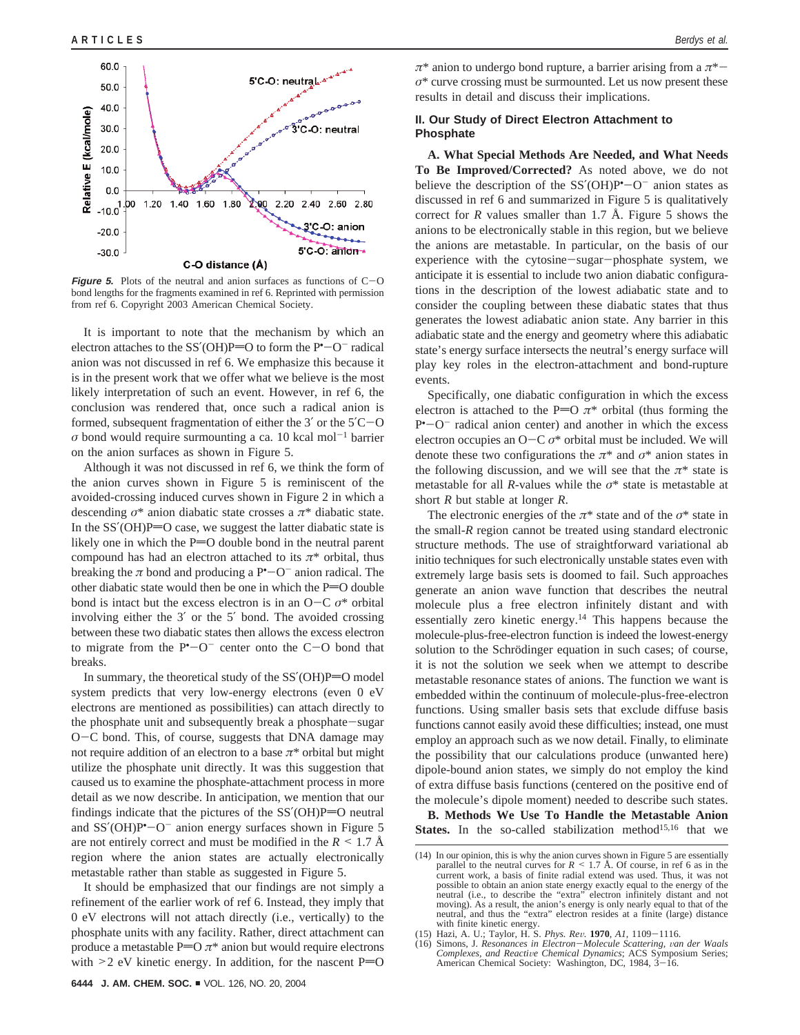**Figure 5.** Plots of the neutral and anion surfaces as functions of C−O bond lengths for the fragments examined in ref 6. Reprinted with permission from ref 6. Copyright 2003 American Chemical Society.

It is important to note that the mechanism by which an electron attaches to the SS′(OH)P=O to form the P•−O− radical anion was not discussed in ref 6. We emphasize this because it is in the present work that we offer what we believe is the most likely interpretation of such an event. However, in ref 6, the conclusion was rendered that, once such a radical anion is formed, subsequent fragmentation of either the 3′ or the 5′C−O $\sigma$ bond would require surmounting a ca. 10 kcal mol$^{-1}$ barrier on the anion surfaces as shown in Figure 5.

Although it was not discussed in ref 6, we think the form of the anion curves shown in Figure 5 is reminiscent of the avoided-crossing induced curves shown in Figure 2 in which a descending $\sigma^*$ anion diabatic state crosses a $\pi^*$ diabatic state. In the SS′(OH)P=O case, we suggest the latter diabatic state is likely one in which the P=O double bond in the neutral parent compound has had an electron attached to its $\pi^*$ orbital, thus breaking the $\pi$ bond and producing a P•−O− anion radical. The other diabatic state would then be one in which the P=O double bond is intact but the excess electron is in an O−C $\sigma^*$ orbital involving either the 3′ or the 5′ bond. The avoided crossing between these two diabatic states then allows the excess electron to migrate from the P•−O− center onto the C−O bond that breaks.

In summary, the theoretical study of the SS′(OH)P=O model system predicts that very low-energy electrons (even 0 eV electrons are mentioned as possibilities) can attach directly to the phosphate unit and subsequently break a phosphate−sugar O−C bond. This, of course, suggests that DNA damage may not require addition of an electron to a base $\pi^*$ orbital but might utilize the phosphate unit directly. It was this suggestion that caused us to examine the phosphate-attachment process in more detail as we now describe. In anticipation, we mention that our findings indicate that the pictures of the SS′(OH)P=O neutral and SS′(OH)P•−O− anion energy surfaces shown in Figure 5 are not entirely correct and must be modified in the $R < 1.7$ Å region where the anion states are actually electronically metastable rather than stable as suggested in Figure 5.

It should be emphasized that our findings are not simply a refinement of the earlier work of ref 6. Instead, they imply that 0 eV electrons will not attach directly (i.e., vertically) to the phosphate units with any facility. Rather, direct attachment can produce a metastable P=O $\pi^*$ anion but would require electrons with >2 eV kinetic energy. In addition, for the nascent P=O $\pi^*$ anion to undergo bond rupture, a barrier arising from a $\pi^*$−$\sigma^*$ curve crossing must be surmounted. Let us now present these results in detail and discuss their implications.

## II. Our Study of Direct Electron Attachment to Phosphate

**A. What Special Methods Are Needed, and What Needs To Be Improved/Corrected?** As noted above, we do not believe the description of the SS′(OH)P•−O− anion states as discussed in ref 6 and summarized in Figure 5 is qualitatively correct for $R$ values smaller than 1.7 Å. Figure 5 shows the anions to be electronically stable in this region, but we believe the anions are metastable. In particular, on the basis of our experience with the cytosine−sugar−phosphate system, we anticipate it is essential to include two anion diabatic configurations in the description of the lowest adiabatic state and to consider the coupling between these diabatic states that thus generates the lowest adiabatic anion state. Any barrier in this adiabatic state and the energy and geometry where this adiabatic state's energy surface intersects the neutral's energy surface will play key roles in the electron-attachment and bond-rupture events.

Specifically, one diabatic configuration in which the excess electron is attached to the P=O $\pi^*$ orbital (thus forming the P•−O− radical anion center) and another in which the excess electron occupies an O−C $\sigma^*$ orbital must be included. We will denote these two configurations the $\pi^*$ and $\sigma^*$ anion states in the following discussion, and we will see that the $\pi^*$ state is metastable for all $R$-values while the $\sigma^*$ state is metastable at short $R$ but stable at longer $R$.

The electronic energies of the $\pi^*$ state and of the $\sigma^*$ state in the small-$R$ region cannot be treated using standard electronic structure methods. The use of straightforward variational ab initio techniques for such electronically unstable states even with extremely large basis sets is doomed to fail. Such approaches generate an anion wave function that describes the neutral molecule plus a free electron infinitely distant and with essentially zero kinetic energy.[14] This happens because the molecule-plus-free-electron function is indeed the lowest-energy solution to the Schrödinger equation in such cases; of course, it is not the solution we seek when we attempt to describe metastable resonance states of anions. The function we want is embedded within the continuum of molecule-plus-free-electron functions. Using smaller basis sets that exclude diffuse basis functions cannot easily avoid these difficulties; instead, one must employ an approach such as we now detail. Finally, to eliminate the possibility that our calculations produce (unwanted here) dipole-bound anion states, we simply do not employ the kind of extra diffuse basis functions (centered on the positive end of the molecule's dipole moment) needed to describe such states.

**B. Methods We Use To Handle the Metastable Anion States.** In the so-called stabilization method[15,16] that we

(14) In our opinion, this is why the anion curves shown in Figure 5 are essentially parallel to the neutral curves for $R < 1.7$ Å. Of course, in ref 6 as in the current work, a basis of finite radial extend was used. Thus, it was not possible to obtain an anion state energy exactly equal to the energy of the neutral (i.e., to describe the "extra" electron infinitely distant and not moving). As a result, the anion's energy is only nearly equal to that of the neutral, and thus the "extra" electron resides at a finite (large) distance with finite kinetic energy.

(15) Hazi, A. U.; Taylor, H. S. *Phys. Rev.* **1970**, *A1*, 1109−1116.

(16) Simons, J. *Resonances in Electron−Molecule Scattering, van der Waals Complexes, and Reactive Chemical Dynamics*; ACS Symposium Series; American Chemical Society: Washington, DC, 1984, 3−16.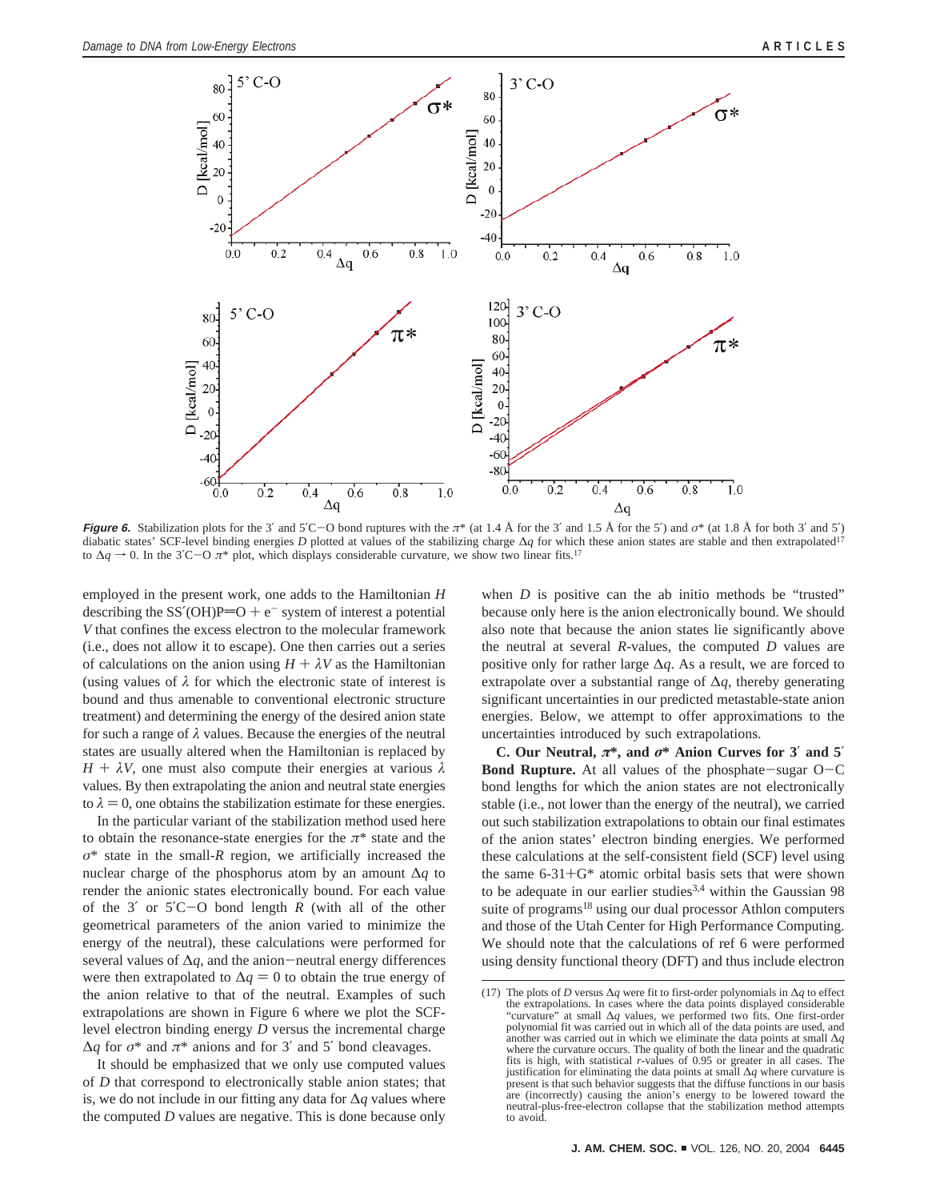**Figure 6.** Stabilization plots for the 3′ and 5′C−O bond ruptures with the $\pi^*$ (at 1.4 Å for the 3′ and 1.5 Å for the 5′) and $\sigma^*$ (at 1.8 Å for both 3′ and 5′) diabatic states' SCF-level binding energies $D$ plotted at values of the stabilizing charge $\Delta q$ for which these anion states are stable and then extrapolated[17] to $\Delta q \rightarrow 0$. In the 3′C−O $\pi^*$ plot, which displays considerable curvature, we show two linear fits.[17]

employed in the present work, one adds to the Hamiltonian $H$ describing the SS′(OH)P=O + e⁻ system of interest a potential $V$ that confines the excess electron to the molecular framework (i.e., does not allow it to escape). One then carries out a series of calculations on the anion using $H + \lambda V$ as the Hamiltonian (using values of $\lambda$ for which the electronic state of interest is bound and thus amenable to conventional electronic structure treatment) and determining the energy of the desired anion state for such a range of $\lambda$ values. Because the energies of the neutral states are usually altered when the Hamiltonian is replaced by $H + \lambda V$, one must also compute their energies at various $\lambda$ values. By then extrapolating the anion and neutral state energies to $\lambda = 0$, one obtains the stabilization estimate for these energies.

In the particular variant of the stabilization method used here to obtain the resonance-state energies for the $\pi^*$ state and the $\sigma^*$ state in the small-$R$ region, we artificially increased the nuclear charge of the phosphorus atom by an amount $\Delta q$ to render the anionic states electronically bound. For each value of the 3′ or 5′C−O bond length $R$ (with all of the other geometrical parameters of the anion varied to minimize the energy of the neutral), these calculations were performed for several values of $\Delta q$, and the anion−neutral energy differences were then extrapolated to $\Delta q = 0$ to obtain the true energy of the anion relative to that of the neutral. Examples of such extrapolations are shown in Figure 6 where we plot the SCF-level electron binding energy $D$ versus the incremental charge $\Delta q$ for $\sigma^*$ and $\pi^*$ anions and for 3′ and 5′ bond cleavages.

It should be emphasized that we only use computed values of $D$ that correspond to electronically stable anion states; that is, we do not include in our fitting any data for $\Delta q$ values where the computed $D$ values are negative. This is done because only when $D$ is positive can the ab initio methods be "trusted" because only here is the anion electronically bound. We should also note that because the anion states lie significantly above the neutral at several $R$-values, the computed $D$ values are positive only for rather large $\Delta q$. As a result, we are forced to extrapolate over a substantial range of $\Delta q$, thereby generating significant uncertainties in our predicted metastable-state anion energies. Below, we attempt to offer approximations to the uncertainties introduced by such extrapolations.

**C. Our Neutral, $\pi^*$, and $\sigma^*$ Anion Curves for 3′ and 5′ Bond Rupture.** At all values of the phosphate−sugar O−C bond lengths for which the anion states are not electronically stable (i.e., not lower than the energy of the neutral), we carried out such stabilization extrapolations to obtain our final estimates of the anion states' electron binding energies. We performed these calculations at the self-consistent field (SCF) level using the same 6-31+G* atomic orbital basis sets that were shown to be adequate in our earlier studies[3,4] within the Gaussian 98 suite of programs[18] using our dual processor Athlon computers and those of the Utah Center for High Performance Computing. We should note that the calculations of ref 6 were performed using density functional theory (DFT) and thus include electron

(17) The plots of $D$ versus $\Delta q$ were fit to first-order polynomials in $\Delta q$ to effect the extrapolations. In cases where the data points displayed considerable "curvature" at small $\Delta q$ values, we performed two fits. One first-order polynomial fit was carried out in which all of the data points are used, and another was carried out in which we eliminate the data points at small $\Delta q$ where the curvature occurs. The quality of both the linear and the quadratic fits is high, with statistical $r$-values of 0.95 or greater in all cases. The justification for eliminating the data points at small $\Delta q$ where curvature is present is that such behavior suggests that the diffuse functions in our basis are (incorrectly) causing the anion's energy to be lowered toward the neutral-plus-free-electron collapse that the stabilization method attempts to avoid.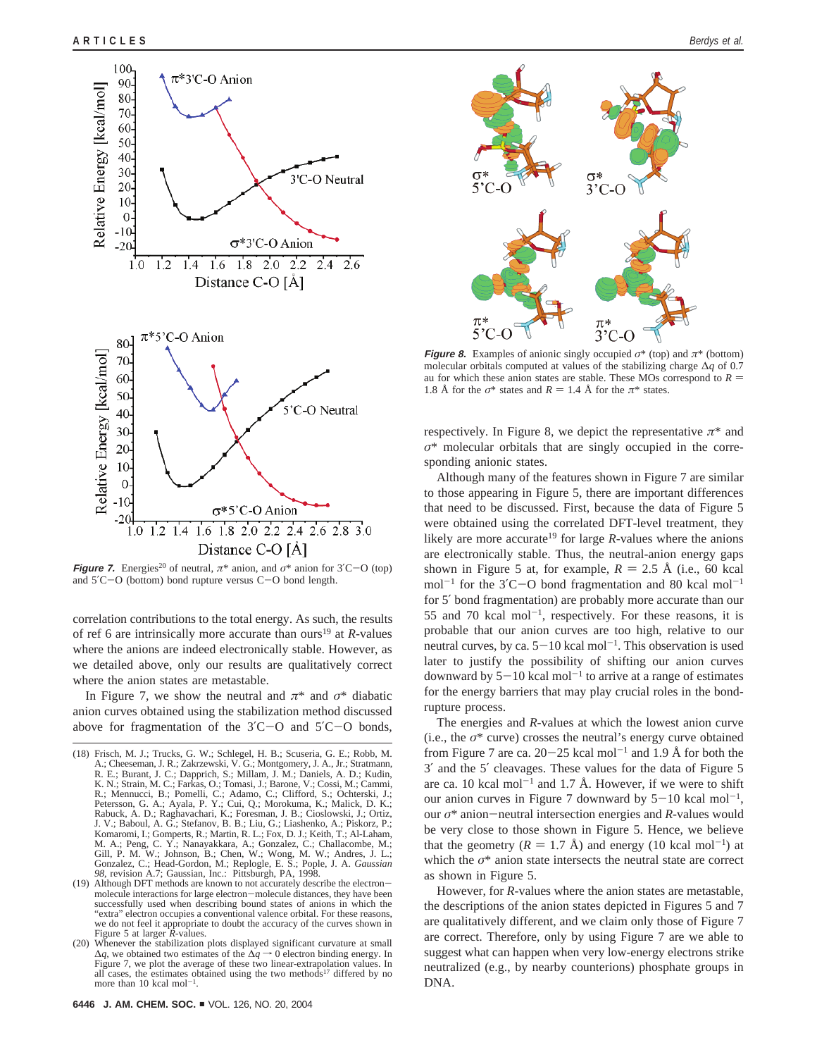**Figure 7.** Energies[20] of neutral, $\pi^*$ anion, and $\sigma^*$ anion for 3′C−O (top) and 5′C−O (bottom) bond rupture versus C−O bond length.

correlation contributions to the total energy. As such, the results of ref 6 are intrinsically more accurate than ours[19] at $R$-values where the anions are indeed electronically stable. However, as we detailed above, only our results are qualitatively correct where the anion states are metastable.

In Figure 7, we show the neutral and $\pi^*$ and $\sigma^*$ diabatic anion curves obtained using the stabilization method discussed above for fragmentation of the 3′C−O and 5′C−O bonds, respectively. In Figure 8, we depict the representative $\pi^*$ and $\sigma^*$ molecular orbitals that are singly occupied in the corresponding anionic states.

**Figure 8.** Examples of anionic singly occupied $\sigma^*$ (top) and $\pi^*$ (bottom) molecular orbitals computed at values of the stabilizing charge $\Delta q$ of 0.7 au for which these anion states are stable. These MOs correspond to $R$ = 1.8 Å for the $\sigma^*$ states and $R$ = 1.4 Å for the $\pi^*$ states.

Although many of the features shown in Figure 7 are similar to those appearing in Figure 5, there are important differences that need to be discussed. First, because the data of Figure 5 were obtained using the correlated DFT-level treatment, they likely are more accurate[19] for large $R$-values where the anions are electronically stable. Thus, the neutral-anion energy gaps shown in Figure 5 at, for example, $R$ = 2.5 Å (i.e., 60 kcal mol$^{-1}$ for the 3′C−O bond fragmentation and 80 kcal mol$^{-1}$ for 5′ bond fragmentation) are probably more accurate than our 55 and 70 kcal mol$^{-1}$, respectively. For these reasons, it is probable that our anion curves are too high, relative to our neutral curves, by ca. 5−10 kcal mol$^{-1}$. This observation is used later to justify the possibility of shifting our anion curves downward by 5−10 kcal mol$^{-1}$ to arrive at a range of estimates for the energy barriers that may play crucial roles in the bond-rupture process.

The energies and $R$-values at which the lowest anion curve (i.e., the $\sigma^*$ curve) crosses the neutral's energy curve obtained from Figure 7 are ca. 20−25 kcal mol$^{-1}$ and 1.9 Å for both the 3′ and the 5′ cleavages. These values for the data of Figure 5 are ca. 10 kcal mol$^{-1}$ and 1.7 Å. However, if we were to shift our anion curves in Figure 7 downward by 5−10 kcal mol$^{-1}$, our $\sigma^*$ anion−neutral intersection energies and $R$-values would be very close to those shown in Figure 5. Hence, we believe that the geometry ($R$ = 1.7 Å) and energy (10 kcal mol$^{-1}$) at which the $\sigma^*$ anion state intersects the neutral state are correct as shown in Figure 5.

However, for $R$-values where the anion states are metastable, the descriptions of the anion states depicted in Figures 5 and 7 are qualitatively different, and we claim only those of Figure 7 are correct. Therefore, only by using Figure 7 are we able to suggest what can happen when very low-energy electrons strike neutralized (e.g., by nearby counterions) phosphate groups in DNA.

(18) Frisch, M. J.; Trucks, G. W.; Schlegel, H. B.; Scuseria, G. E.; Robb, M. A.; Cheeseman, J. R.; Zakrzewski, V. G.; Montgomery, J. A., Jr.; Stratmann, R. E.; Burant, J. C.; Dapprich, S.; Millam, J. M.; Daniels, A. D.; Kudin, K. N.; Strain, M. C.; Farkas, O.; Tomasi, J.; Barone, V.; Cossi, M.; Cammi, R.; Mennucci, B.; Pomelli, C.; Adamo, C.; Clifford, S.; Ochterski, J.; Petersson, G. A.; Ayala, P. Y.; Cui, Q.; Morokuma, K.; Malick, D. K.; Rabuck, A. D.; Raghavachari, K.; Foresman, J. B.; Cioslowski, J.; Ortiz, J. V.; Baboul, A. G.; Stefanov, B. B.; Liu, G.; Liashenko, A.; Piskorz, P.; Komaromi, I.; Gomperts, R.; Martin, R. L.; Fox, D. J.; Keith, T.; Al-Laham, M. A.; Peng, C. Y.; Nanayakkara, A.; Gonzalez, C.; Challacombe, M.; Gill, P. M. W.; Johnson, B.; Chen, W.; Wong, M. W.; Andres, J. L.; Gonzalez, C.; Head-Gordon, M.; Replogle, E. S.; Pople, J. A. *Gaussian 98*, revision A.7; Gaussian, Inc.: Pittsburgh, PA, 1998.

(19) Although DFT methods are known to not accurately describe the electron−molecule interactions for large electron−molecule distances, they have been successfully used when describing bound states of anions in which the "extra" electron occupies a conventional valence orbital. For these reasons, we do not feel it appropriate to doubt the accuracy of the curves shown in Figure 5 at larger $R$-values.

(20) Whenever the stabilization plots displayed significant curvature at small $\Delta q$, we obtained two estimates of the $\Delta q \rightarrow 0$ electron binding energy. In Figure 7, we plot the average of these two linear-extrapolation values. In all cases, the estimates obtained using the two methods[17] differed by no more than 10 kcal mol$^{-1}$.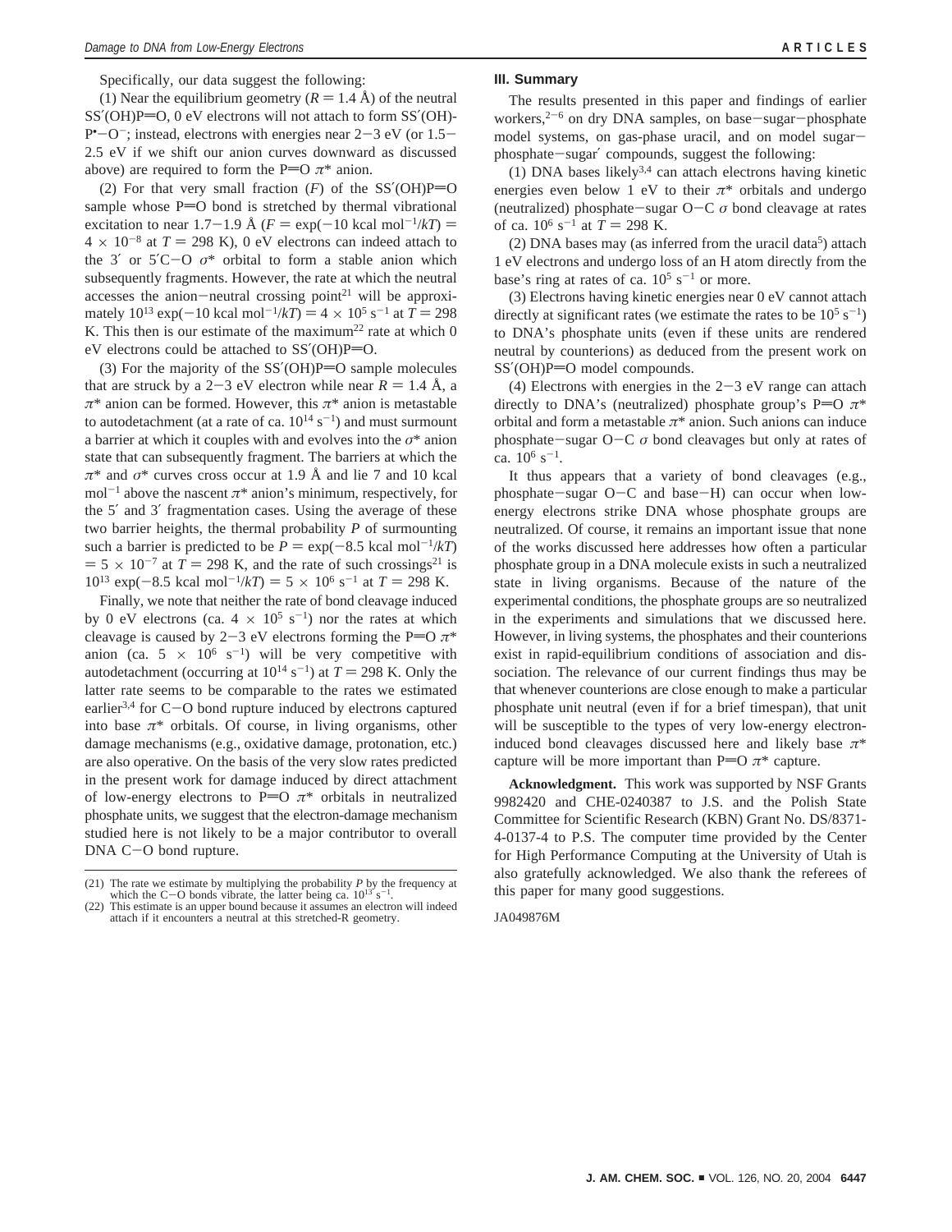Specifically, our data suggest the following:

(1) Near the equilibrium geometry ($R = 1.4$ Å) of the neutral SS′(OH)P═O, 0 eV electrons will not attach to form SS′(OH)-P$^{\bullet}$−O$^{-}$; instead, electrons with energies near 2−3 eV (or 1.5−2.5 eV if we shift our anion curves downward as discussed above) are required to form the P═O $\pi^*$ anion.

(2) For that very small fraction ($F$) of the SS′(OH)P═O sample whose P═O bond is stretched by thermal vibrational excitation to near 1.7−1.9 Å ($F = \exp(-10 \text{ kcal mol}^{-1}/kT) = 4 \times 10^{-8}$ at $T = 298$ K), 0 eV electrons can indeed attach to the 3′ or 5′C−O $\sigma^*$ orbital to form a stable anion which subsequently fragments. However, the rate at which the neutral accesses the anion−neutral crossing point[21] will be approximately $10^{13} \exp(-10 \text{ kcal mol}^{-1}/kT) = 4 \times 10^{5}$ s$^{-1}$ at $T = 298$ K. This then is our estimate of the maximum[22] rate at which 0 eV electrons could be attached to SS′(OH)P═O.

(3) For the majority of the SS′(OH)P═O sample molecules that are struck by a 2−3 eV electron while near $R = 1.4$ Å, a $\pi^*$ anion can be formed. However, this $\pi^*$ anion is metastable to autodetachment (at a rate of ca. $10^{14}$ s$^{-1}$) and must surmount a barrier at which it couples with and evolves into the $\sigma^*$ anion state that can subsequently fragment. The barriers at which the $\pi^*$ and $\sigma^*$ curves cross occur at 1.9 Å and lie 7 and 10 kcal mol$^{-1}$ above the nascent $\pi^*$ anion's minimum, respectively, for the 5′ and 3′ fragmentation cases. Using the average of these two barrier heights, the thermal probability $P$ of surmounting such a barrier is predicted to be $P = \exp(-8.5 \text{ kcal mol}^{-1}/kT) = 5 \times 10^{-7}$ at $T = 298$ K, and the rate of such crossings[21] is $10^{13} \exp(-8.5 \text{ kcal mol}^{-1}/kT) = 5 \times 10^{6}$ s$^{-1}$ at $T = 298$ K.

Finally, we note that neither the rate of bond cleavage induced by 0 eV electrons (ca. $4 \times 10^{5}$ s$^{-1}$) nor the rates at which cleavage is caused by 2−3 eV electrons forming the P═O $\pi^*$ anion (ca. $5 \times 10^{6}$ s$^{-1}$) will be very competitive with autodetachment (occurring at $10^{14}$ s$^{-1}$) at $T = 298$ K. Only the latter rate seems to be comparable to the rates we estimated earlier[3,4] for C−O bond rupture induced by electrons captured into base $\pi^*$ orbitals. Of course, in living organisms, other damage mechanisms (e.g., oxidative damage, protonation, etc.) are also operative. On the basis of the very slow rates predicted in the present work for damage induced by direct attachment of low-energy electrons to P═O $\pi^*$ orbitals in neutralized phosphate units, we suggest that the electron-damage mechanism studied here is not likely to be a major contributor to overall DNA C−O bond rupture.

(21) The rate we estimate by multiplying the probability $P$ by the frequency at which the C−O bonds vibrate, the latter being ca. $10^{13}$ s$^{-1}$.

(22) This estimate is an upper bound because it assumes an electron will indeed attach if it encounters a neutral at this stretched-R geometry.

## III. Summary

The results presented in this paper and findings of earlier workers,[2−6] on dry DNA samples, on base−sugar−phosphate model systems, on gas-phase uracil, and on model sugar−phosphate−sugar′ compounds, suggest the following:

(1) DNA bases likely[3,4] can attach electrons having kinetic energies even below 1 eV to their $\pi^*$ orbitals and undergo (neutralized) phosphate−sugar O−C $\sigma$ bond cleavage at rates of ca. $10^{6}$ s$^{-1}$ at $T = 298$ K.

(2) DNA bases may (as inferred from the uracil data[5]) attach 1 eV electrons and undergo loss of an H atom directly from the base's ring at rates of ca. $10^{5}$ s$^{-1}$ or more.

(3) Electrons having kinetic energies near 0 eV cannot attach directly at significant rates (we estimate the rates to be $10^{5}$ s$^{-1}$) to DNA's phosphate units (even if these units are rendered neutral by counterions) as deduced from the present work on SS′(OH)P═O model compounds.

(4) Electrons with energies in the 2−3 eV range can attach directly to DNA's (neutralized) phosphate group's P═O $\pi^*$ orbital and form a metastable $\pi^*$ anion. Such anions can induce phosphate−sugar O−C $\sigma$ bond cleavages but only at rates of ca. $10^{6}$ s$^{-1}$.

It thus appears that a variety of bond cleavages (e.g., phosphate−sugar O−C and base−H) can occur when low-energy electrons strike DNA whose phosphate groups are neutralized. Of course, it remains an important issue that none of the works discussed here addresses how often a particular phosphate group in a DNA molecule exists in such a neutralized state in living organisms. Because of the nature of the experimental conditions, the phosphate groups are so neutralized in the experiments and simulations that we discussed here. However, in living systems, the phosphates and their counterions exist in rapid-equilibrium conditions of association and dissociation. The relevance of our current findings thus may be that whenever counterions are close enough to make a particular phosphate unit neutral (even if for a brief timespan), that unit will be susceptible to the types of very low-energy electron-induced bond cleavages discussed here and likely base $\pi^*$ capture will be more important than P═O $\pi^*$ capture.

**Acknowledgment.** This work was supported by NSF Grants 9982420 and CHE-0240387 to J.S. and the Polish State Committee for Scientific Research (KBN) Grant No. DS/8371-4-0137-4 to P.S. The computer time provided by the Center for High Performance Computing at the University of Utah is also gratefully acknowledged. We also thank the referees of this paper for many good suggestions.

JA049876M